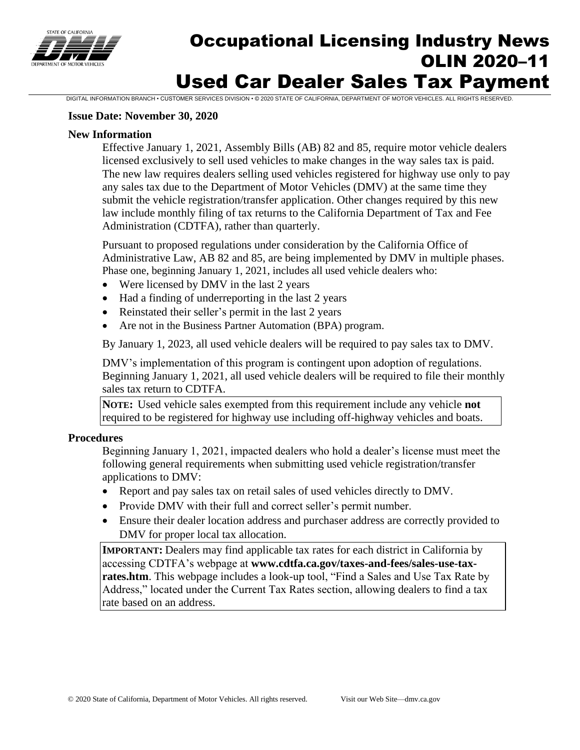# Occupational Licensing Industry News
# OLIN 2020–11
# Used Car Dealer Sales Tax Payment

DIGITAL INFORMATION BRANCH • CUSTOMER SERVICES DIVISION • © 2020 STATE OF CALIFORNIA, DEPARTMENT OF MOTOR VEHICLES. ALL RIGHTS RESERVED.

**Issue Date: November 30, 2020**

## New Information

Effective January 1, 2021, Assembly Bills (AB) 82 and 85, require motor vehicle dealers licensed exclusively to sell used vehicles to make changes in the way sales tax is paid. The new law requires dealers selling used vehicles registered for highway use only to pay any sales tax due to the Department of Motor Vehicles (DMV) at the same time they submit the vehicle registration/transfer application. Other changes required by this new law include monthly filing of tax returns to the California Department of Tax and Fee Administration (CDTFA), rather than quarterly.

Pursuant to proposed regulations under consideration by the California Office of Administrative Law, AB 82 and 85, are being implemented by DMV in multiple phases. Phase one, beginning January 1, 2021, includes all used vehicle dealers who:

- Were licensed by DMV in the last 2 years
- Had a finding of underreporting in the last 2 years
- Reinstated their seller's permit in the last 2 years
- Are not in the Business Partner Automation (BPA) program.

By January 1, 2023, all used vehicle dealers will be required to pay sales tax to DMV.

DMV's implementation of this program is contingent upon adoption of regulations. Beginning January 1, 2021, all used vehicle dealers will be required to file their monthly sales tax return to CDTFA.

> **NOTE:** Used vehicle sales exempted from this requirement include any vehicle **not** required to be registered for highway use including off-highway vehicles and boats.

## Procedures

Beginning January 1, 2021, impacted dealers who hold a dealer's license must meet the following general requirements when submitting used vehicle registration/transfer applications to DMV:

- Report and pay sales tax on retail sales of used vehicles directly to DMV.
- Provide DMV with their full and correct seller's permit number.
- Ensure their dealer location address and purchaser address are correctly provided to DMV for proper local tax allocation.

> **IMPORTANT:** Dealers may find applicable tax rates for each district in California by accessing CDTFA's webpage at **www.cdtfa.ca.gov/taxes-and-fees/sales-use-tax-rates.htm**. This webpage includes a look-up tool, "Find a Sales and Use Tax Rate by Address," located under the Current Tax Rates section, allowing dealers to find a tax rate based on an address.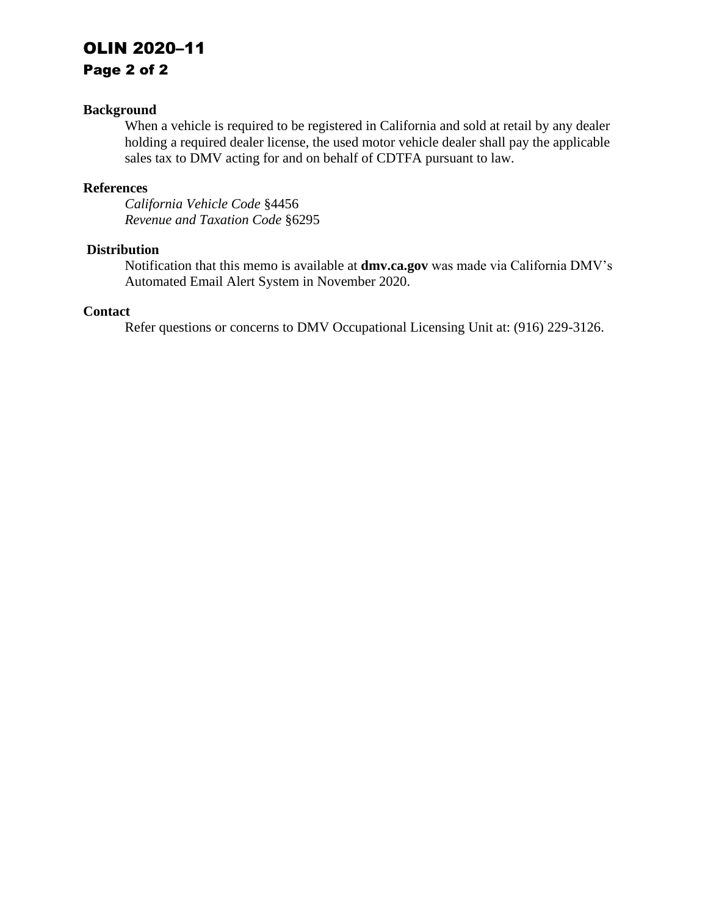### Background

When a vehicle is required to be registered in California and sold at retail by any dealer holding a required dealer license, the used motor vehicle dealer shall pay the applicable sales tax to DMV acting for and on behalf of CDTFA pursuant to law.

### References

*California Vehicle Code* §4456
*Revenue and Taxation Code* §6295

### Distribution

Notification that this memo is available at **dmv.ca.gov** was made via California DMV's Automated Email Alert System in November 2020.

### Contact

Refer questions or concerns to DMV Occupational Licensing Unit at: (916) 229-3126.